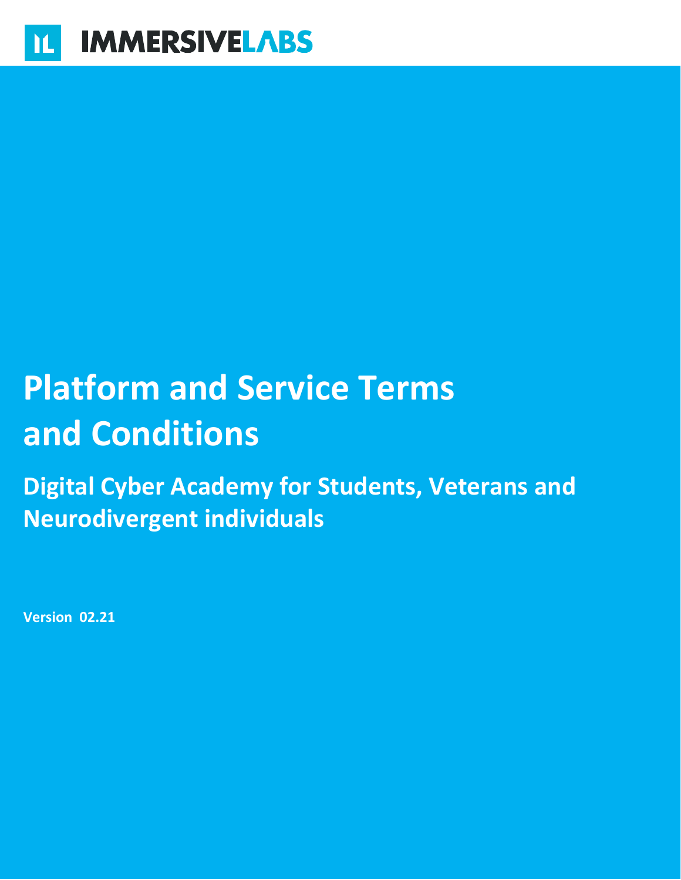IMMERSIVELABS

# Platform and Service Terms and Conditions

## Digital Cyber Academy for Students, Veterans and Neurodivergent individuals

**Version 02.21**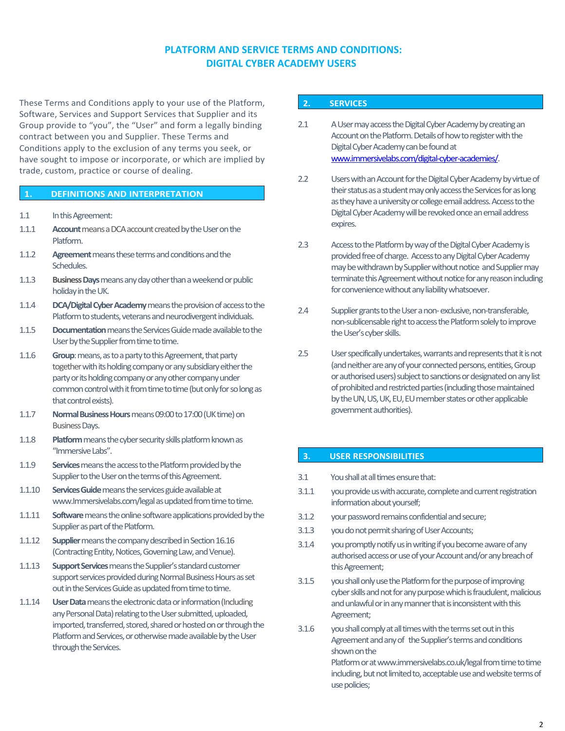# PLATFORM AND SERVICE TERMS AND CONDITIONS: DIGITAL CYBER ACADEMY USERS

These Terms and Conditions apply to your use of the Platform, Software, Services and Support Services that Supplier and its Group provide to "you", the "User" and form a legally binding contract between you and Supplier. These Terms and Conditions apply to the exclusion of any terms you seek, or have sought to impose or incorporate, or which are implied by trade, custom, practice or course of dealing.

## 1. DEFINITIONS AND INTERPRETATION

1.1 In this Agreement:

1.1.1 **Account** means a DCA account created by the User on the Platform.

1.1.2 **Agreement** means these terms and conditions and the Schedules.

1.1.3 **Business Days** means any day other than a weekend or public holiday in the UK.

1.1.4 **DCA/Digital Cyber Academy** means the provision of access to the Platform to students, veterans and neurodivergent individuals.

1.1.5 **Documentation** means the Services Guide made available to the User by the Supplier from time to time.

1.1.6 **Group**: means, as to a party to this Agreement, that party together with its holding company or any subsidiary either the party or its holding company or any other company under common control with it from time to time (but only for so long as that control exists).

1.1.7 **Normal Business Hours** means 09:00 to 17:00 (UK time) on Business Days.

1.1.8 **Platform** means the cyber security skills platform known as "Immersive Labs".

1.1.9 **Services** means the access to the Platform provided by the Supplier to the User on the terms of this Agreement.

1.1.10 **Services Guide** means the services guide available at www.Immersivelabs.com/legal as updated from time to time.

1.1.11 **Software** means the online software applications provided by the Supplier as part of the Platform.

1.1.12 **Supplier** means the company described in Section 16.16 (Contracting Entity, Notices, Governing Law, and Venue).

1.1.13 **Support Services** means the Supplier's standard customer support services provided during Normal Business Hours as set out in the Services Guide as updated from time to time.

1.1.14 **User Data** means the electronic data or information (Including any Personal Data) relating to the User submitted, uploaded, imported, transferred, stored, shared or hosted on or through the Platform and Services, or otherwise made available by the User through the Services.

## 2. SERVICES

2.1 A User may access the Digital Cyber Academy by creating an Account on the Platform. Details of how to register with the Digital Cyber Academy can be found at [www.immersivelabs.com/digital-cyber-academies/](www.immersivelabs.com/digital-cyber-academies/).

2.2 Users with an Account for the Digital Cyber Academy by virtue of their status as a student may only access the Services for as long as they have a university or college email address. Access to the Digital Cyber Academy will be revoked once an email address expires.

2.3 Access to the Platform by way of the Digital Cyber Academy is provided free of charge. Access to any Digital Cyber Academy may be withdrawn by Supplier without notice and Supplier may terminate this Agreement without notice for any reason including for convenience without any liability whatsoever.

2.4 Supplier grants to the User a non- exclusive, non-transferable, non-sublicensable right to access the Platform solely to improve the User's cyber skills.

2.5 User specifically undertakes, warrants and represents that it is not (and neither are any of your connected persons, entities, Group or authorised users) subject to sanctions or designated on any list of prohibited and restricted parties (including those maintained by the UN, US, UK, EU, EU member states or other applicable government authorities).

## 3. USER RESPONSIBILITIES

3.1 You shall at all times ensure that:

3.1.1 you provide us with accurate, complete and current registration information about yourself;

3.1.2 your password remains confidential and secure;

3.1.3 you do not permit sharing of User Accounts;

3.1.4 you promptly notify us in writing if you become aware of any authorised access or use of your Account and/or any breach of this Agreement;

3.1.5 you shall only use the Platform for the purpose of improving cyber skills and not for any purpose which is fraudulent, malicious and unlawful or in any manner that is inconsistent with this Agreement;

3.1.6 you shall comply at all times with the terms set out in this Agreement and any of the Supplier's terms and conditions shown on the Platform or at www.immersivelabs.co.uk/legal from time to time including, but not limited to, acceptable use and website terms of use policies;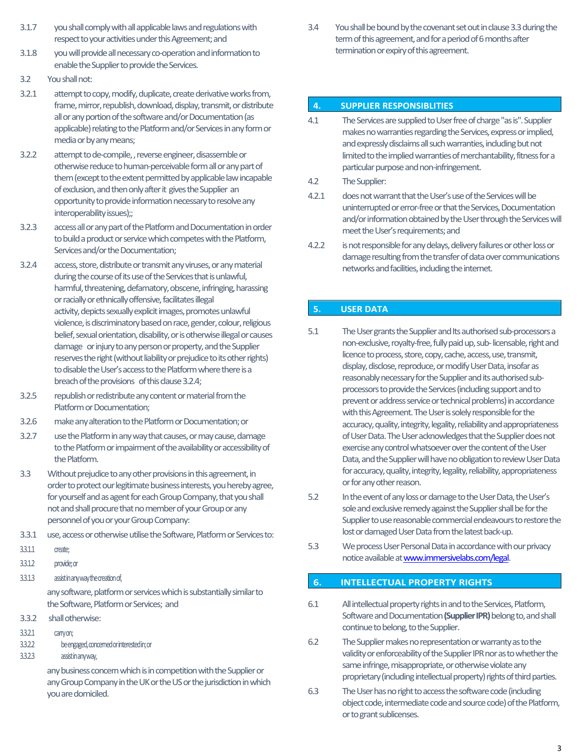3.1.7 you shall comply with all applicable laws and regulations with respect to your activities under this Agreement; and

3.1.8 you will provide all necessary co-operation and information to enable the Supplier to provide the Services.

3.2 You shall not:

3.2.1 attempt to copy, modify, duplicate, create derivative works from, frame, mirror, republish, download, display, transmit, or distribute all or any portion of the software and/or Documentation (as applicable) relating to the Platform and/or Services in any form or media or by any means;

3.2.2 attempt to de-compile, , reverse engineer, disassemble or otherwise reduce to human-perceivable form all or any part of them (except to the extent permitted by applicable law incapable of exclusion, and then only after it gives the Supplier an opportunity to provide information necessary to resolve any interoperability issues);;

3.2.3 access all or any part of the Platform and Documentation in order to build a product or service which competes with the Platform, Services and/or the Documentation;

3.2.4 access, store, distribute or transmit any viruses, or any material during the course of its use of the Services that is unlawful, harmful, threatening, defamatory, obscene, infringing, harassing or racially or ethnically offensive, facilitates illegal activity, depicts sexually explicit images, promotes unlawful violence, is discriminatory based on race, gender, colour, religious belief, sexual orientation, disability, or is otherwise illegal or causes damage or injury to any person or property, and the Supplier reserves the right (without liability or prejudice to its other rights) to disable the User's access to the Platform where there is a breach of the provisions of this clause 3.2.4;

3.2.5 republish or redistribute any content or material from the Platform or Documentation;

3.2.6 make any alteration to the Platform or Documentation; or

3.2.7 use the Platform in any way that causes, or may cause, damage to the Platform or impairment of the availability or accessibility of the Platform.

3.3 Without prejudice to any other provisions in this agreement, in order to protect our legitimate business interests, you hereby agree, for yourself and as agent for each Group Company, that you shall not and shall procure that no member of your Group or any personnel of you or your Group Company:

3.3.1 use, access or otherwise utilise the Software, Platform or Services to:

3.3.1.1 create;

3.3.1.2 provide; or

3.3.1.3 assist in any way the creation of,

any software, platform or services which is substantially similar to the Software, Platform or Services; and

3.3.2 shall otherwise:

3.3.2.1 carry on;

3.3.2.2 be engaged, concerned or interested in; or

3.3.2.3 assist in any way,

any business concern which is in competition with the Supplier or any Group Company in the UK or the US or the jurisdiction in which you are domiciled.

3.4 You shall be bound by the covenant set out in clause 3.3 during the term of this agreement, and for a period of 6 months after termination or expiry of this agreement.

## 4. SUPPLIER RESPONSIBLITIES

4.1 The Services are supplied to User free of charge "as is". Supplier makes no warranties regarding the Services, express or implied, and expressly disclaims all such warranties, including but not limited to the implied warranties of merchantability, fitness for a particular purpose and non-infringement.

4.2 The Supplier:

4.2.1 does not warrant that the User's use of the Services will be uninterrupted or error-free or that the Services, Documentation and/or information obtained by the User through the Services will meet the User's requirements; and

4.2.2 is not responsible for any delays, delivery failures or other loss or damage resulting from the transfer of data over communications networks and facilities, including the internet.

## 5. USER DATA

5.1 The User grants the Supplier and Its authorised sub-processors a non-exclusive, royalty-free, fully paid up, sub- licensable, right and licence to process, store, copy, cache, access, use, transmit, display, disclose, reproduce, or modify User Data, insofar as reasonably necessary for the Supplier and its authorised sub-processors to provide the Services (including support and to prevent or address service or technical problems) in accordance with this Agreement. The User is solely responsible for the accuracy, quality, integrity, legality, reliability and appropriateness of User Data. The User acknowledges that the Supplier does not exercise any control whatsoever over the content of the User Data, and the Supplier will have no obligation to review User Data for accuracy, quality, integrity, legality, reliability, appropriateness or for any other reason.

5.2 In the event of any loss or damage to the User Data, the User's sole and exclusive remedy against the Supplier shall be for the Supplier to use reasonable commercial endeavours to restore the lost or damaged User Data from the latest back-up.

5.3 We process User Personal Data in accordance with our privacy notice available at www.immersivelabs.com/legal.

## 6. INTELLECTUAL PROPERTY RIGHTS

6.1 All intellectual property rights in and to the Services, Platform, Software and Documentation **(Supplier IPR)** belong to, and shall continue to belong, to the Supplier.

6.2 The Supplier makes no representation or warranty as to the validity or enforceability of the Supplier IPR nor as to whether the same infringe, misappropriate, or otherwise violate any proprietary (including intellectual property) rights of third parties.

6.3 The User has no right to access the software code (including object code, intermediate code and source code) of the Platform, or to grant sublicenses.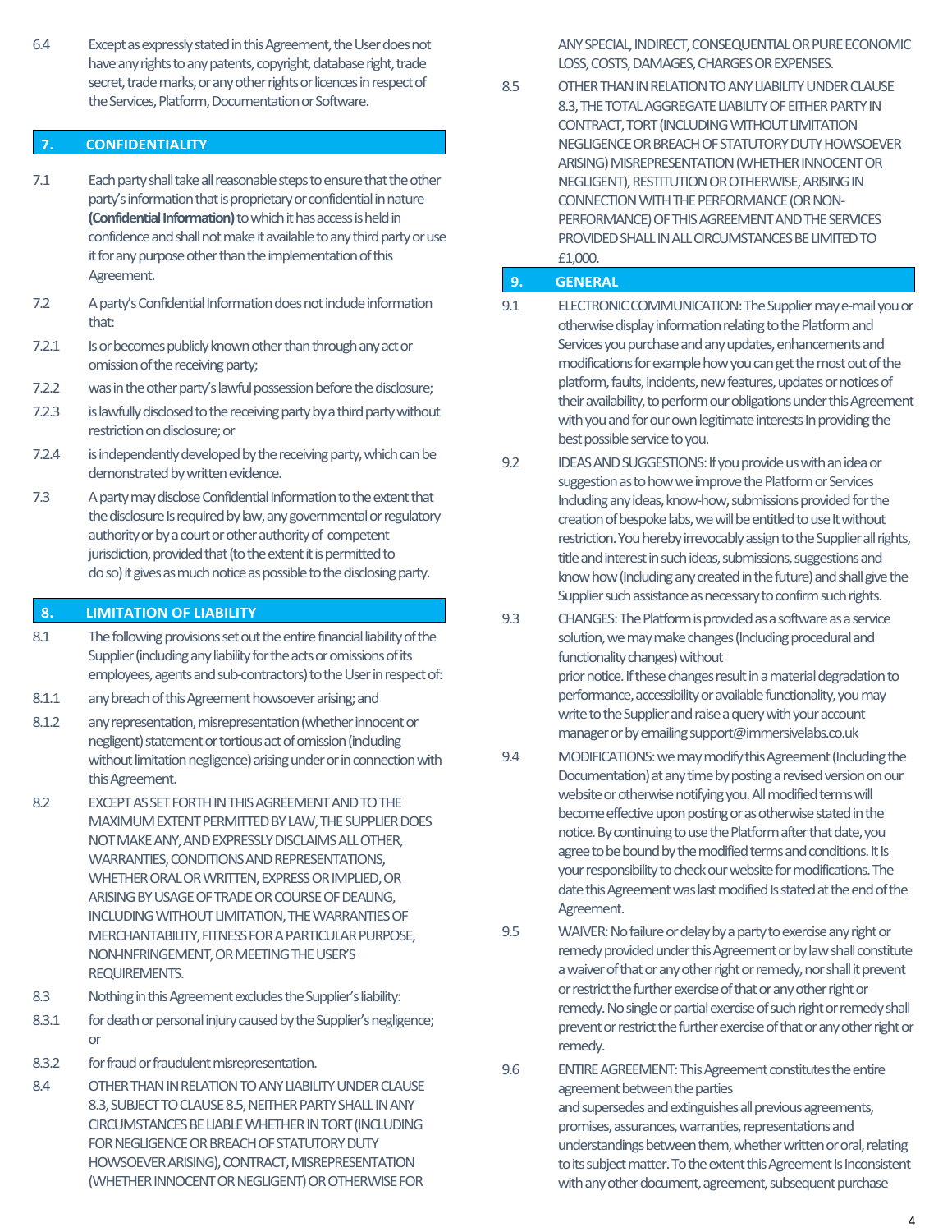6.4 Except as expressly stated in this Agreement, the User does not have any rights to any patents, copyright, database right, trade secret, trade marks, or any other rights or licences in respect of the Services, Platform, Documentation or Software.

## 7. CONFIDENTIALITY

7.1 Each party shall take all reasonable steps to ensure that the other party's information that is proprietary or confidential in nature **(Confidential Information)** to which it has access is held in confidence and shall not make it available to any third party or use it for any purpose other than the implementation of this Agreement.

7.2 A party's Confidential Information does not include information that:

7.2.1 Is or becomes publicly known other than through any act or omission of the receiving party;

7.2.2 was in the other party's lawful possession before the disclosure;

7.2.3 is lawfully disclosed to the receiving party by a third party without restriction on disclosure; or

7.2.4 is independently developed by the receiving party, which can be demonstrated by written evidence.

7.3 A party may disclose Confidential Information to the extent that the disclosure Is required by law, any governmental or regulatory authority or by a court or other authority of competent jurisdiction, provided that (to the extent it is permitted to do so) it gives as much notice as possible to the disclosing party.

## 8. LIMITATION OF LIABILITY

8.1 The following provisions set out the entire financial liability of the Supplier (including any liability for the acts or omissions of its employees, agents and sub-contractors) to the User in respect of:

8.1.1 any breach of this Agreement howsoever arising; and

8.1.2 any representation, misrepresentation (whether innocent or negligent) statement or tortious act of omission (including without limitation negligence) arising under or in connection with this Agreement.

8.2 EXCEPT AS SET FORTH IN THIS AGREEMENT AND TO THE MAXIMUM EXTENT PERMITTED BY LAW, THE SUPPLIER DOES NOT MAKE ANY, AND EXPRESSLY DISCLAIMS ALL OTHER, WARRANTIES, CONDITIONS AND REPRESENTATIONS, WHETHER ORAL OR WRITTEN, EXPRESS OR IMPLIED, OR ARISING BY USAGE OF TRADE OR COURSE OF DEALING, INCLUDING WITHOUT LIMITATION, THE WARRANTIES OF MERCHANTABILITY, FITNESS FOR A PARTICULAR PURPOSE, NON-INFRINGEMENT, OR MEETING THE USER'S REQUIREMENTS.

8.3 Nothing in this Agreement excludes the Supplier's liability:

8.3.1 for death or personal injury caused by the Supplier's negligence; or

8.3.2 for fraud or fraudulent misrepresentation.

8.4 OTHER THAN IN RELATION TO ANY LIABILITY UNDER CLAUSE 8.3, SUBJECT TO CLAUSE 8.5, NEITHER PARTY SHALL IN ANY CIRCUMSTANCES BE LIABLE WHETHER IN TORT (INCLUDING FOR NEGLIGENCE OR BREACH OF STATUTORY DUTY HOWSOEVER ARISING), CONTRACT, MISREPRESENTATION (WHETHER INNOCENT OR NEGLIGENT) OR OTHERWISE FOR ANY SPECIAL, INDIRECT, CONSEQUENTIAL OR PURE ECONOMIC LOSS, COSTS, DAMAGES, CHARGES OR EXPENSES.

8.5 OTHER THAN IN RELATION TO ANY LIABILITY UNDER CLAUSE 8.3, THE TOTAL AGGREGATE LIABILITY OF EITHER PARTY IN CONTRACT, TORT (INCLUDING WITHOUT LIMITATION NEGLIGENCE OR BREACH OF STATUTORY DUTY HOWSOEVER ARISING) MISREPRESENTATION (WHETHER INNOCENT OR NEGLIGENT), RESTITUTION OR OTHERWISE, ARISING IN CONNECTION WITH THE PERFORMANCE (OR NON-PERFORMANCE) OF THIS AGREEMENT AND THE SERVICES PROVIDED SHALL IN ALL CIRCUMSTANCES BE LIMITED TO £1,000.

## 9. GENERAL

9.1 ELECTRONIC COMMUNICATION: The Supplier may e-mail you or otherwise display information relating to the Platform and Services you purchase and any updates, enhancements and modifications for example how you can get the most out of the platform, faults, incidents, new features, updates or notices of their availability, to perform our obligations under this Agreement with you and for our own legitimate interests In providing the best possible service to you.

9.2 IDEAS AND SUGGESTIONS: If you provide us with an idea or suggestion as to how we improve the Platform or Services Including any ideas, know-how, submissions provided for the creation of bespoke labs, we will be entitled to use It without restriction. You hereby irrevocably assign to the Supplier all rights, title and interest in such ideas, submissions, suggestions and know how (Including any created in the future) and shall give the Supplier such assistance as necessary to confirm such rights.

9.3 CHANGES: The Platform is provided as a software as a service solution, we may make changes (Including procedural and functionality changes) without prior notice. If these changes result in a material degradation to performance, accessibility or available functionality, you may write to the Supplier and raise a query with your account manager or by emailing support@immersivelabs.co.uk

9.4 MODIFICATIONS: we may modify this Agreement (Including the Documentation) at any time by posting a revised version on our website or otherwise notifying you. All modified terms will become effective upon posting or as otherwise stated in the notice. By continuing to use the Platform after that date, you agree to be bound by the modified terms and conditions. It Is your responsibility to check our website for modifications. The date this Agreement was last modified Is stated at the end of the Agreement.

9.5 WAIVER: No failure or delay by a party to exercise any right or remedy provided under this Agreement or by law shall constitute a waiver of that or any other right or remedy, nor shall it prevent or restrict the further exercise of that or any other right or remedy. No single or partial exercise of such right or remedy shall prevent or restrict the further exercise of that or any other right or remedy.

9.6 ENTIRE AGREEMENT: This Agreement constitutes the entire agreement between the parties and supersedes and extinguishes all previous agreements, promises, assurances, warranties, representations and understandings between them, whether written or oral, relating to its subject matter. To the extent this Agreement Is Inconsistent with any other document, agreement, subsequent purchase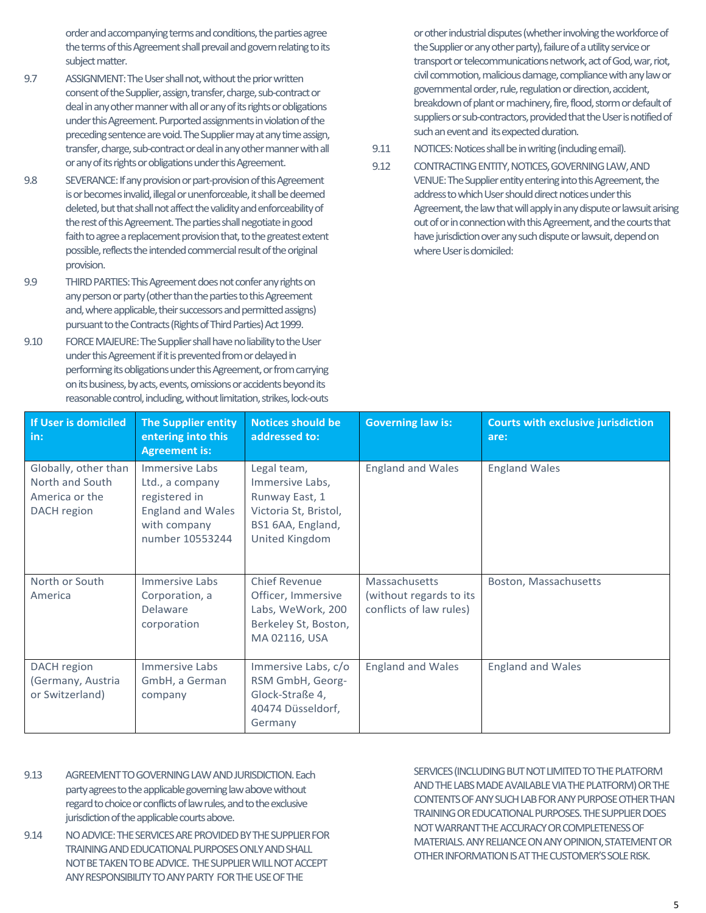order and accompanying terms and conditions, the parties agree the terms of this Agreement shall prevail and govern relating to its subject matter.

9.7 ASSIGNMENT: The User shall not, without the prior written consent of the Supplier, assign, transfer, charge, sub-contract or deal in any other manner with all or any of its rights or obligations under this Agreement. Purported assignments in violation of the preceding sentence are void. The Supplier may at any time assign, transfer, charge, sub-contract or deal in any other manner with all or any of its rights or obligations under this Agreement.

9.8 SEVERANCE: If any provision or part-provision of this Agreement is or becomes invalid, illegal or unenforceable, it shall be deemed deleted, but that shall not affect the validity and enforceability of the rest of this Agreement. The parties shall negotiate in good faith to agree a replacement provision that, to the greatest extent possible, reflects the intended commercial result of the original provision.

9.9 THIRD PARTIES: This Agreement does not confer any rights on any person or party (other than the parties to this Agreement and, where applicable, their successors and permitted assigns) pursuant to the Contracts (Rights of Third Parties) Act 1999.

9.10 FORCE MAJEURE: The Supplier shall have no liability to the User under this Agreement if it is prevented from or delayed in performing its obligations under this Agreement, or from carrying on its business, by acts, events, omissions or accidents beyond its reasonable control, including, without limitation, strikes, lock-outs or other industrial disputes (whether involving the workforce of the Supplier or any other party), failure of a utility service or transport or telecommunications network, act of God, war, riot, civil commotion, malicious damage, compliance with any law or governmental order, rule, regulation or direction, accident, breakdown of plant or machinery, fire, flood, storm or default of suppliers or sub-contractors, provided that the User is notified of such an event and its expected duration.

9.11 NOTICES: Notices shall be in writing (including email).

9.12 CONTRACTING ENTITY, NOTICES, GOVERNING LAW, AND VENUE: The Supplier entity entering into this Agreement, the address to which User should direct notices under this Agreement, the law that will apply in any dispute or lawsuit arising out of or in connection with this Agreement, and the courts that have jurisdiction over any such dispute or lawsuit, depend on where User is domiciled:

| If User is domiciled in: | The Supplier entity entering into this Agreement is: | Notices should be addressed to: | Governing law is: | Courts with exclusive jurisdiction are: |
|---|---|---|---|---|
| Globally, other than North and South America or the DACH region | Immersive Labs Ltd., a company registered in England and Wales with company number 10553244 | Legal team, Immersive Labs, Runway East, 1 Victoria St, Bristol, BS1 6AA, England, United Kingdom | England and Wales | England Wales |
| North or South America | Immersive Labs Corporation, a Delaware corporation | Chief Revenue Officer, Immersive Labs, WeWork, 200 Berkeley St, Boston, MA 02116, USA | Massachusetts (without regards to its conflicts of law rules) | Boston, Massachusetts |
| DACH region (Germany, Austria or Switzerland) | Immersive Labs GmbH, a German company | Immersive Labs, c/o RSM GmbH, Georg-Glock-Straße 4, 40474 Düsseldorf, Germany | England and Wales | England and Wales |

9.13 AGREEMENT TO GOVERNING LAW AND JURISDICTION. Each party agrees to the applicable governing law above without regard to choice or conflicts of law rules, and to the exclusive jurisdiction of the applicable courts above.

9.14 NO ADVICE: THE SERVICES ARE PROVIDED BY THE SUPPLIER FOR TRAINING AND EDUCATIONAL PURPOSES ONLY AND SHALL NOT BE TAKEN TO BE ADVICE. THE SUPPLIER WILL NOT ACCEPT ANY RESPONSIBILITY TO ANY PARTY FOR THE USE OF THE SERVICES (INCLUDING BUT NOT LIMITED TO THE PLATFORM AND THE LABS MADE AVAILABLE VIA THE PLATFORM) OR THE CONTENTS OF ANY SUCH LAB FOR ANY PURPOSE OTHER THAN TRAINING OR EDUCATIONAL PURPOSES. THE SUPPLIER DOES NOT WARRANT THE ACCURACY OR COMPLETENESS OF MATERIALS. ANY RELIANCE ON ANY OPINION, STATEMENT OR OTHER INFORMATION IS AT THE CUSTOMER'S SOLE RISK.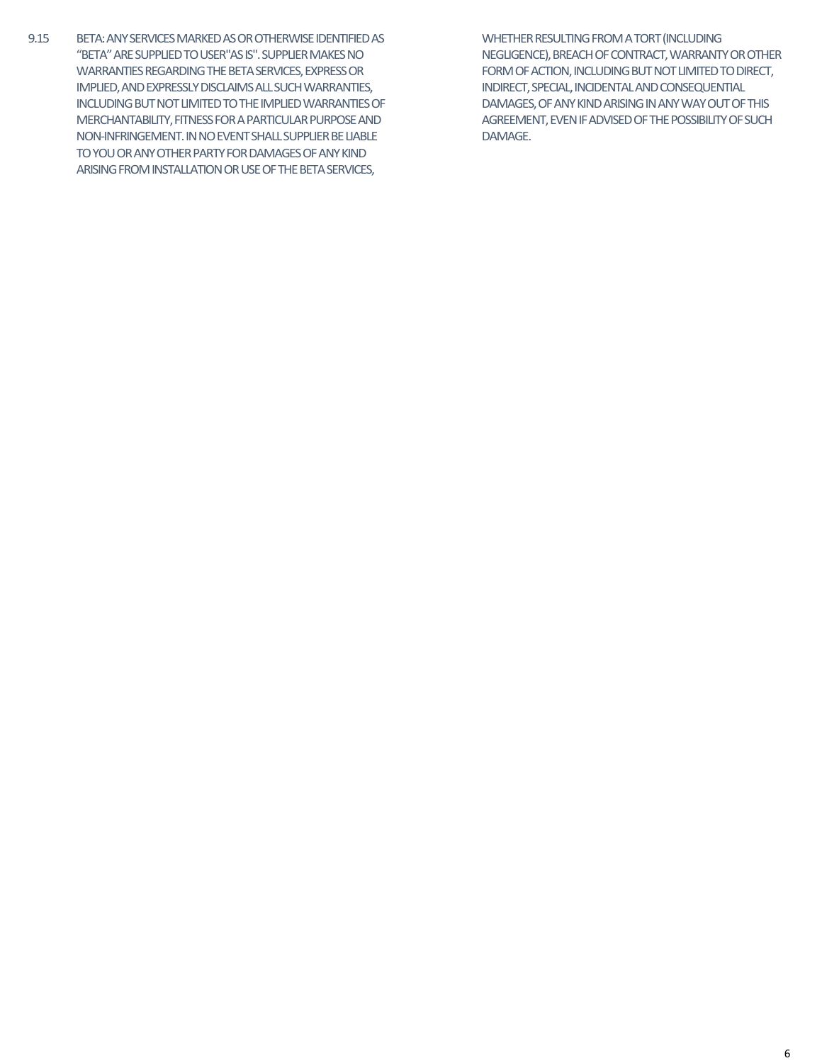9.15 BETA: ANY SERVICES MARKED AS OR OTHERWISE IDENTIFIED AS “BETA” ARE SUPPLIED TO USER "AS IS". SUPPLIER MAKES NO WARRANTIES REGARDING THE BETA SERVICES, EXPRESS OR IMPLIED, AND EXPRESSLY DISCLAIMS ALL SUCH WARRANTIES, INCLUDING BUT NOT LIMITED TO THE IMPLIED WARRANTIES OF MERCHANTABILITY, FITNESS FOR A PARTICULAR PURPOSE AND NON-INFRINGEMENT. IN NO EVENT SHALL SUPPLIER BE LIABLE TO YOU OR ANY OTHER PARTY FOR DAMAGES OF ANY KIND ARISING FROM INSTALLATION OR USE OF THE BETA SERVICES, WHETHER RESULTING FROM A TORT (INCLUDING NEGLIGENCE), BREACH OF CONTRACT, WARRANTY OR OTHER FORM OF ACTION, INCLUDING BUT NOT LIMITED TO DIRECT, INDIRECT, SPECIAL, INCIDENTAL AND CONSEQUENTIAL DAMAGES, OF ANY KIND ARISING IN ANY WAY OUT OF THIS AGREEMENT, EVEN IF ADVISED OF THE POSSIBILITY OF SUCH DAMAGE.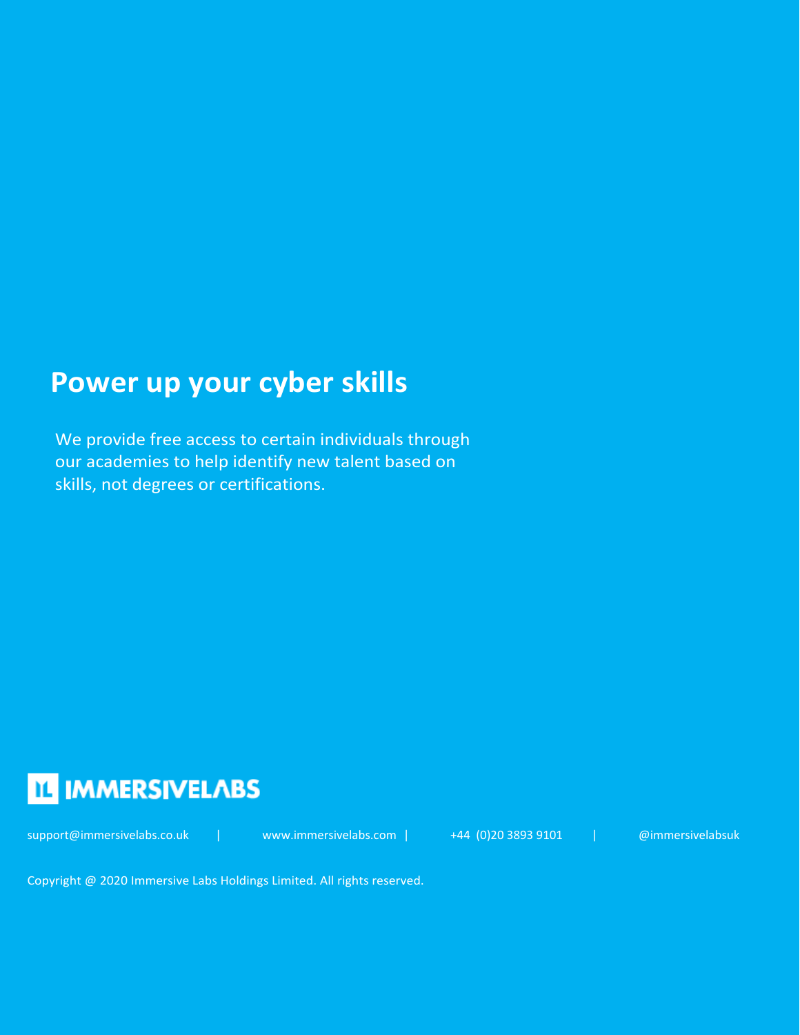## Power up your cyber skills

We provide free access to certain individuals through our academies to help identify new talent based on skills, not degrees or certifications.

IMMERSIVELABS

support@immersivelabs.co.uk | www.immersivelabs.com | +44 (0)20 3893 9101 | @immersivelabsuk

Copyright @ 2020 Immersive Labs Holdings Limited. All rights reserved.